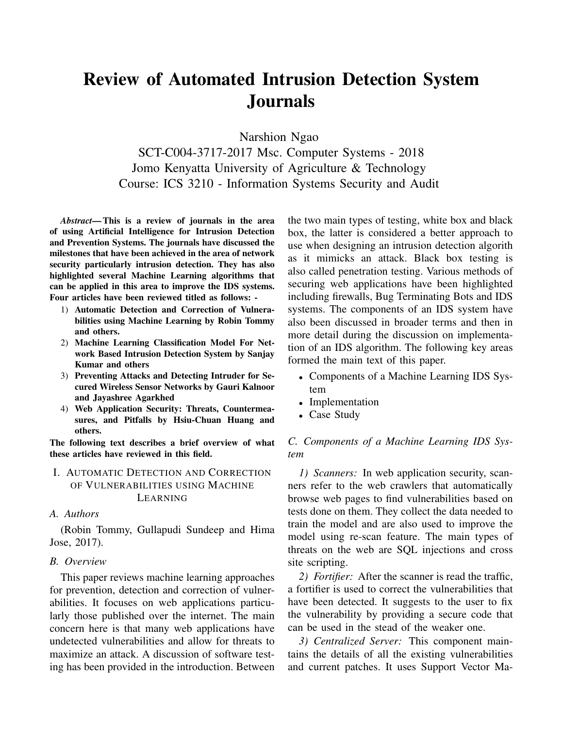# Review of Automated Intrusion Detection System Journals

Narshion Ngao
SCT-C004-3717-2017 Msc. Computer Systems - 2018
Jomo Kenyatta University of Agriculture & Technology
Course: ICS 3210 - Information Systems Security and Audit

***Abstract*— This is a review of journals in the area of using Artificial Intelligence for Intrusion Detection and Prevention Systems. The journals have discussed the milestones that have been achieved in the area of network security particularly intrusion detection. They has also highlighted several Machine Learning algorithms that can be applied in this area to improve the IDS systems. Four articles have been reviewed titled as follows: -**

1) **Automatic Detection and Correction of Vulnerabilities using Machine Learning by Robin Tommy and others.**
2) **Machine Learning Classification Model For Network Based Intrusion Detection System by Sanjay Kumar and others**
3) **Preventing Attacks and Detecting Intruder for Secured Wireless Sensor Networks by Gauri Kalnoor and Jayashree Agarkhed**
4) **Web Application Security: Threats, Countermeasures, and Pitfalls by Hsiu-Chuan Huang and others.**

**The following text describes a brief overview of what these articles have reviewed in this field.**

## I. Automatic Detection and Correction of Vulnerabilities using Machine Learning

### A. Authors

(Robin Tommy, Gullapudi Sundeep and Hima Jose, 2017).

### B. Overview

This paper reviews machine learning approaches for prevention, detection and correction of vulnerabilities. It focuses on web applications particularly those published over the internet. The main concern here is that many web applications have undetected vulnerabilities and allow for threats to maximize an attack. A discussion of software testing has been provided in the introduction. Between the two main types of testing, white box and black box, the latter is considered a better approach to use when designing an intrusion detection algorith as it mimicks an attack. Black box testing is also called penetration testing. Various methods of securing web applications have been highlighted including firewalls, Bug Terminating Bots and IDS systems. The components of an IDS system have also been discussed in broader terms and then in more detail during the discussion on implementation of an IDS algorithm. The following key areas formed the main text of this paper.

- Components of a Machine Learning IDS System
- Implementation
- Case Study

### C. Components of a Machine Learning IDS System

*1) Scanners:* In web application security, scanners refer to the web crawlers that automatically browse web pages to find vulnerabilities based on tests done on them. They collect the data needed to train the model and are also used to improve the model using re-scan feature. The main types of threats on the web are SQL injections and cross site scripting.

*2) Fortifier:* After the scanner is read the traffic, a fortifier is used to correct the vulnerabilities that have been detected. It suggests to the user to fix the vulnerability by providing a secure code that can be used in the stead of the weaker one.

*3) Centralized Server:* This component maintains the details of all the existing vulnerabilities and current patches. It uses Support Vector Ma-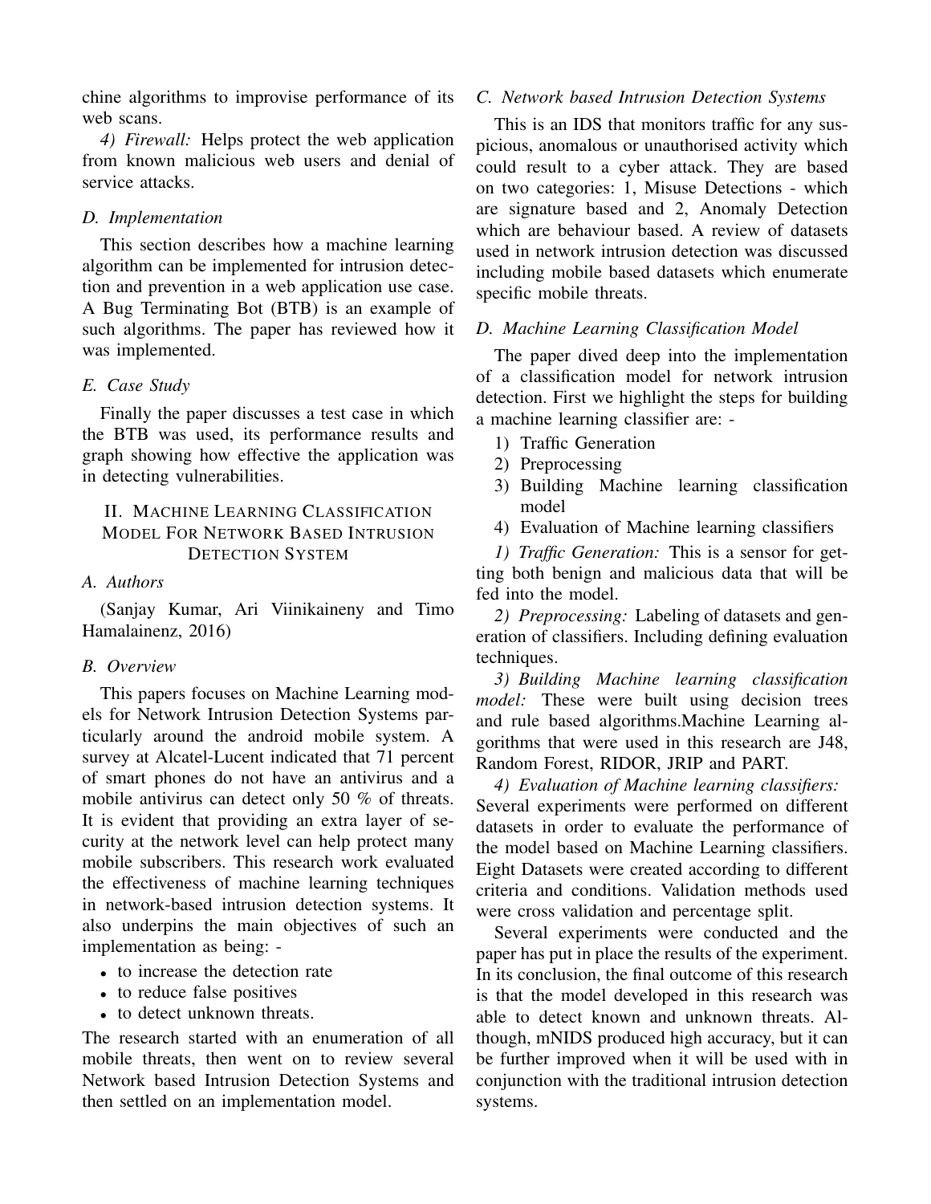chine algorithms to improvise performance of its web scans.

*4) Firewall:* Helps protect the web application from known malicious web users and denial of service attacks.

### D. Implementation

This section describes how a machine learning algorithm can be implemented for intrusion detection and prevention in a web application use case. A Bug Terminating Bot (BTB) is an example of such algorithms. The paper has reviewed how it was implemented.

### E. Case Study

Finally the paper discusses a test case in which the BTB was used, its performance results and graph showing how effective the application was in detecting vulnerabilities.

## II. Machine Learning Classification Model For Network Based Intrusion Detection System

### A. Authors

(Sanjay Kumar, Ari Viinikaineny and Timo Hamalainenz, 2016)

### B. Overview

This papers focuses on Machine Learning models for Network Intrusion Detection Systems particularly around the android mobile system. A survey at Alcatel-Lucent indicated that 71 percent of smart phones do not have an antivirus and a mobile antivirus can detect only 50 % of threats. It is evident that providing an extra layer of security at the network level can help protect many mobile subscribers. This research work evaluated the effectiveness of machine learning techniques in network-based intrusion detection systems. It also underpins the main objectives of such an implementation as being: -

- to increase the detection rate
- to reduce false positives
- to detect unknown threats.

The research started with an enumeration of all mobile threats, then went on to review several Network based Intrusion Detection Systems and then settled on an implementation model.

### C. Network based Intrusion Detection Systems

This is an IDS that monitors traffic for any suspicious, anomalous or unauthorised activity which could result to a cyber attack. They are based on two categories: 1, Misuse Detections - which are signature based and 2, Anomaly Detection which are behaviour based. A review of datasets used in network intrusion detection was discussed including mobile based datasets which enumerate specific mobile threats.

### D. Machine Learning Classification Model

The paper dived deep into the implementation of a classification model for network intrusion detection. First we highlight the steps for building a machine learning classifier are: -

1) Traffic Generation
2) Preprocessing
3) Building Machine learning classification model
4) Evaluation of Machine learning classifiers

*1) Traffic Generation:* This is a sensor for getting both benign and malicious data that will be fed into the model.

*2) Preprocessing:* Labeling of datasets and generation of classifiers. Including defining evaluation techniques.

*3) Building Machine learning classification model:* These were built using decision trees and rule based algorithms.Machine Learning algorithms that were used in this research are J48, Random Forest, RIDOR, JRIP and PART.

*4) Evaluation of Machine learning classifiers:* Several experiments were performed on different datasets in order to evaluate the performance of the model based on Machine Learning classifiers. Eight Datasets were created according to different criteria and conditions. Validation methods used were cross validation and percentage split.

Several experiments were conducted and the paper has put in place the results of the experiment. In its conclusion, the final outcome of this research is that the model developed in this research was able to detect known and unknown threats. Although, mNIDS produced high accuracy, but it can be further improved when it will be used with in conjunction with the traditional intrusion detection systems.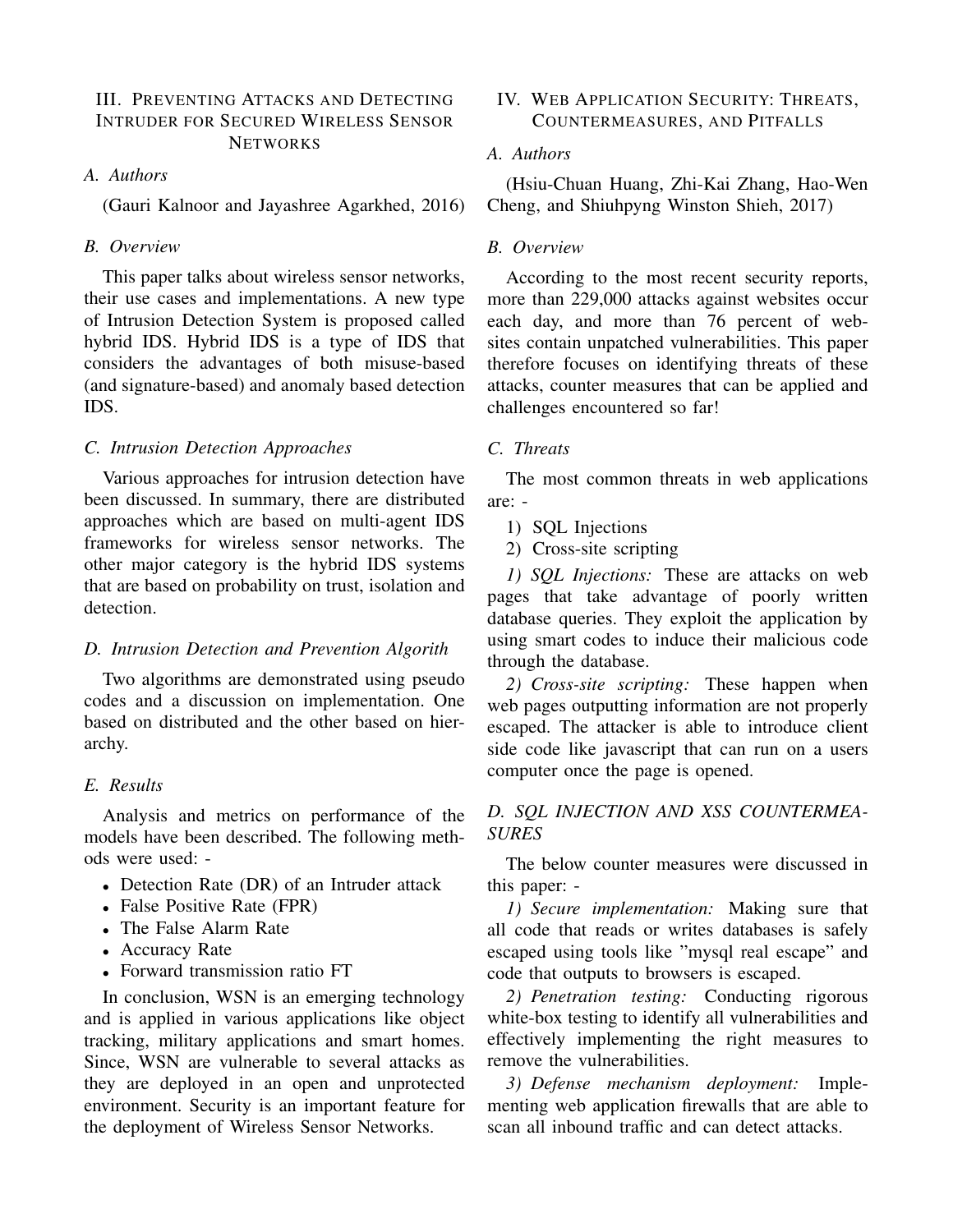## III. Preventing Attacks and Detecting Intruder for Secured Wireless Sensor Networks

### A. Authors

(Gauri Kalnoor and Jayashree Agarkhed, 2016)

### B. Overview

This paper talks about wireless sensor networks, their use cases and implementations. A new type of Intrusion Detection System is proposed called hybrid IDS. Hybrid IDS is a type of IDS that considers the advantages of both misuse-based (and signature-based) and anomaly based detection IDS.

### C. Intrusion Detection Approaches

Various approaches for intrusion detection have been discussed. In summary, there are distributed approaches which are based on multi-agent IDS frameworks for wireless sensor networks. The other major category is the hybrid IDS systems that are based on probability on trust, isolation and detection.

### D. Intrusion Detection and Prevention Algorith

Two algorithms are demonstrated using pseudo codes and a discussion on implementation. One based on distributed and the other based on hierarchy.

### E. Results

Analysis and metrics on performance of the models have been described. The following methods were used: -

- Detection Rate (DR) of an Intruder attack
- False Positive Rate (FPR)
- The False Alarm Rate
- Accuracy Rate
- Forward transmission ratio FT

In conclusion, WSN is an emerging technology and is applied in various applications like object tracking, military applications and smart homes. Since, WSN are vulnerable to several attacks as they are deployed in an open and unprotected environment. Security is an important feature for the deployment of Wireless Sensor Networks.

## IV. Web Application Security: Threats, Countermeasures, and Pitfalls

### A. Authors

(Hsiu-Chuan Huang, Zhi-Kai Zhang, Hao-Wen Cheng, and Shiuhpyng Winston Shieh, 2017)

### B. Overview

According to the most recent security reports, more than 229,000 attacks against websites occur each day, and more than 76 percent of websites contain unpatched vulnerabilities. This paper therefore focuses on identifying threats of these attacks, counter measures that can be applied and challenges encountered so far!

### C. Threats

The most common threats in web applications are: -

1) SQL Injections
2) Cross-site scripting

*1) SQL Injections:* These are attacks on web pages that take advantage of poorly written database queries. They exploit the application by using smart codes to induce their malicious code through the database.

*2) Cross-site scripting:* These happen when web pages outputting information are not properly escaped. The attacker is able to introduce client side code like javascript that can run on a users computer once the page is opened.

### D. SQL INJECTION AND XSS COUNTERMEASURES

The below counter measures were discussed in this paper: -

*1) Secure implementation:* Making sure that all code that reads or writes databases is safely escaped using tools like "mysql real escape" and code that outputs to browsers is escaped.

*2) Penetration testing:* Conducting rigorous white-box testing to identify all vulnerabilities and effectively implementing the right measures to remove the vulnerabilities.

*3) Defense mechanism deployment:* Implementing web application firewalls that are able to scan all inbound traffic and can detect attacks.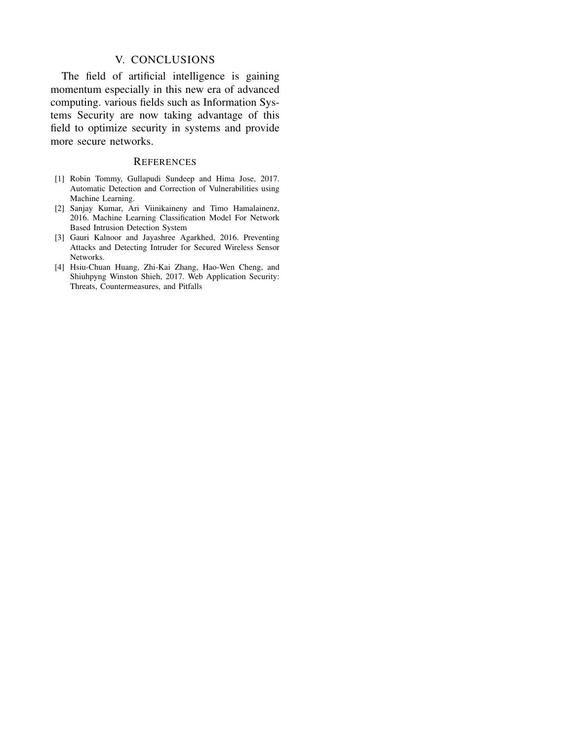## V. CONCLUSIONS

The field of artificial intelligence is gaining momentum especially in this new era of advanced computing. various fields such as Information Systems Security are now taking advantage of this field to optimize security in systems and provide more secure networks.

## REFERENCES

[1] Robin Tommy, Gullapudi Sundeep and Hima Jose, 2017. Automatic Detection and Correction of Vulnerabilities using Machine Learning.

[2] Sanjay Kumar, Ari Viinikaineny and Timo Hamalainenz, 2016. Machine Learning Classification Model For Network Based Intrusion Detection System

[3] Gauri Kalnoor and Jayashree Agarkhed, 2016. Preventing Attacks and Detecting Intruder for Secured Wireless Sensor Networks.

[4] Hsiu-Chuan Huang, Zhi-Kai Zhang, Hao-Wen Cheng, and Shiuhpyng Winston Shieh, 2017. Web Application Security: Threats, Countermeasures, and Pitfalls